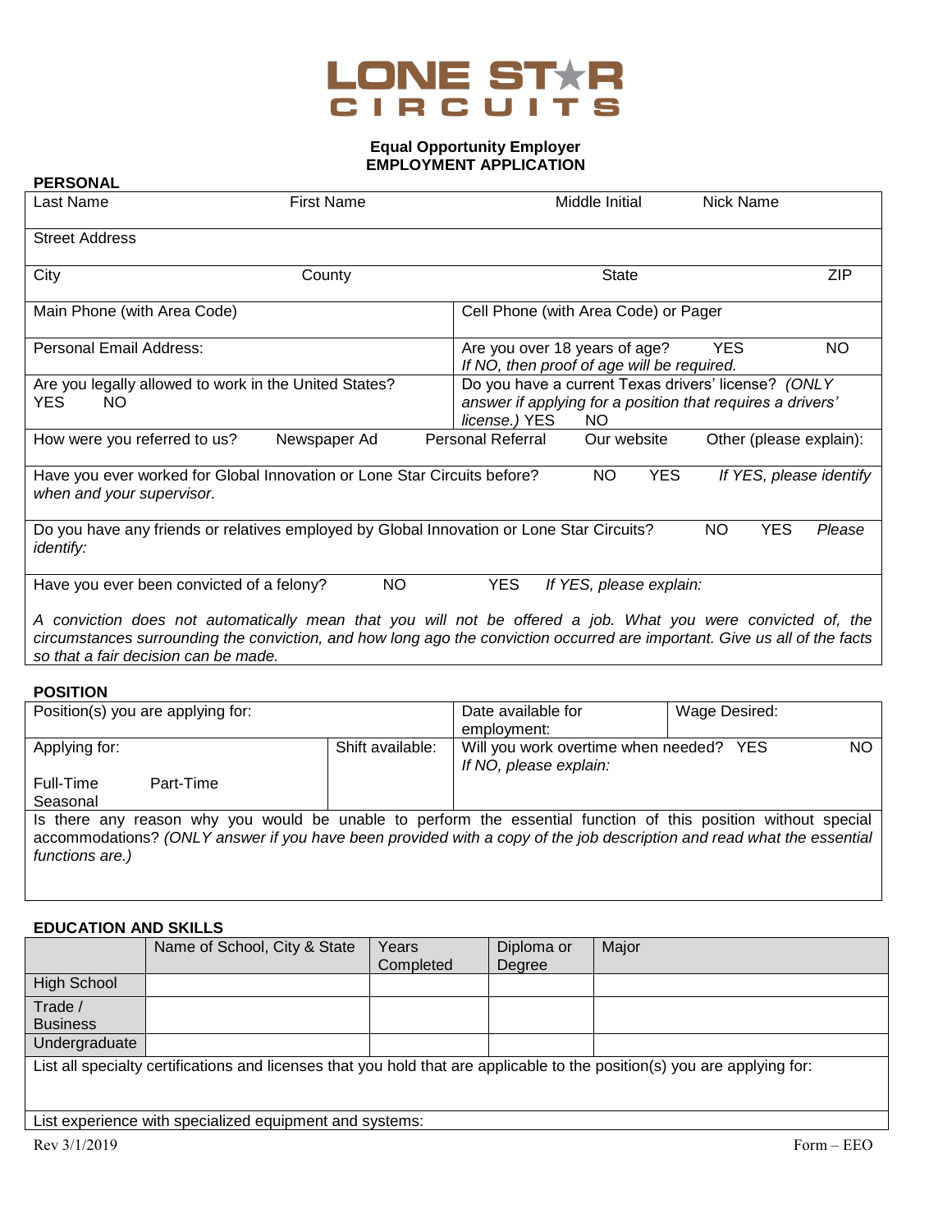# LONE STAR CIRCUITS

**Equal Opportunity Employer**
**EMPLOYMENT APPLICATION**

## PERSONAL

| Last Name | First Name | Middle Initial | Nick Name |
|---|---|---|---|
| Street Address | | | |
| City | County | State | ZIP |

| | |
|---|---|
| Main Phone (with Area Code) | Cell Phone (with Area Code) or Pager |
| Personal Email Address: | Are you over 18 years of age? YES NO<br>*If NO, then proof of age will be required.* |
| Are you legally allowed to work in the United States?<br>YES NO | Do you have a current Texas drivers' license? *(ONLY answer if applying for a position that requires a drivers' license.)* YES NO |

How were you referred to us? Newspaper Ad Personal Referral Our website Other (please explain):

Have you ever worked for Global Innovation or Lone Star Circuits before? NO YES *If YES, please identify when and your supervisor.*

Do you have any friends or relatives employed by Global Innovation or Lone Star Circuits? NO YES *Please identify:*

Have you ever been convicted of a felony? NO YES *If YES, please explain:*

*A conviction does not automatically mean that you will not be offered a job. What you were convicted of, the circumstances surrounding the conviction, and how long ago the conviction occurred are important. Give us all of the facts so that a fair decision can be made.*

## POSITION

| | | | |
|---|---|---|---|
| Position(s) you are applying for: | | Date available for employment: | Wage Desired: |
| Applying for:<br>Full-Time Part-Time<br>Seasonal | Shift available: | Will you work overtime when needed? YES NO<br>*If NO, please explain:* | |

Is there any reason why you would be unable to perform the essential function of this position without special accommodations? *(ONLY answer if you have been provided with a copy of the job description and read what the essential functions are.)*

## EDUCATION AND SKILLS

| | Name of School, City & State | Years Completed | Diploma or Degree | Major |
|---|---|---|---|---|
| High School | | | | |
| Trade / Business | | | | |
| Undergraduate | | | | |

List all specialty certifications and licenses that you hold that are applicable to the position(s) you are applying for:

List experience with specialized equipment and systems:

Rev 3/1/2019 Form – EEO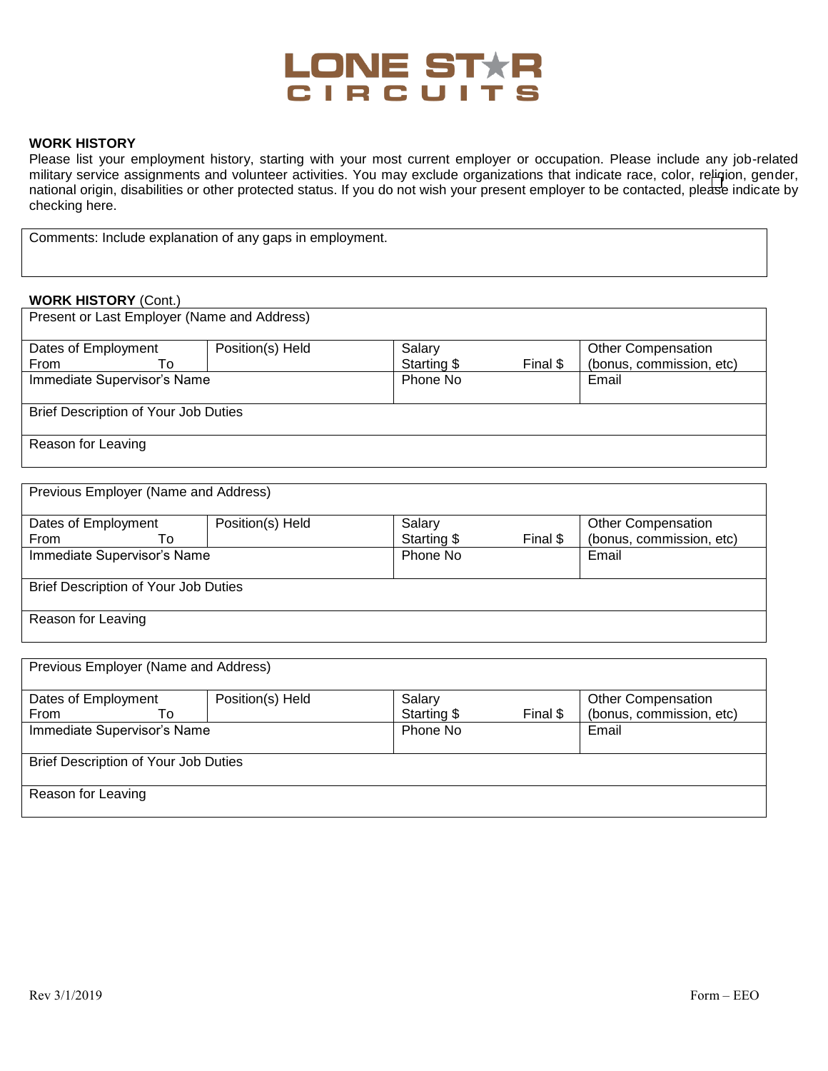# LONE STAR CIRCUITS

**WORK HISTORY**

Please list your employment history, starting with your most current employer or occupation. Please include any job-related military service assignments and volunteer activities. You may exclude organizations that indicate race, color, religion, gender, national origin, disabilities or other protected status. If you do not wish your present employer to be contacted, please indicate by checking here. ☐

| Comments: Include explanation of any gaps in employment. |
|---|
| |

**WORK HISTORY** (Cont.)

| Present or Last Employer (Name and Address) | | | |
|---|---|---|---|
| Dates of Employment<br>From To | Position(s) Held | Salary<br>Starting $ Final $ | Other Compensation<br>(bonus, commission, etc) |
| Immediate Supervisor's Name | | Phone No | Email |
| Brief Description of Your Job Duties | | | |
| Reason for Leaving | | | |

| Previous Employer (Name and Address) | | | |
|---|---|---|---|
| Dates of Employment<br>From To | Position(s) Held | Salary<br>Starting $ Final $ | Other Compensation<br>(bonus, commission, etc) |
| Immediate Supervisor's Name | | Phone No | Email |
| Brief Description of Your Job Duties | | | |
| Reason for Leaving | | | |

| Previous Employer (Name and Address) | | | |
|---|---|---|---|
| Dates of Employment<br>From To | Position(s) Held | Salary<br>Starting $ Final $ | Other Compensation<br>(bonus, commission, etc) |
| Immediate Supervisor's Name | | Phone No | Email |
| Brief Description of Your Job Duties | | | |
| Reason for Leaving | | | |

Rev 3/1/2019 Form – EEO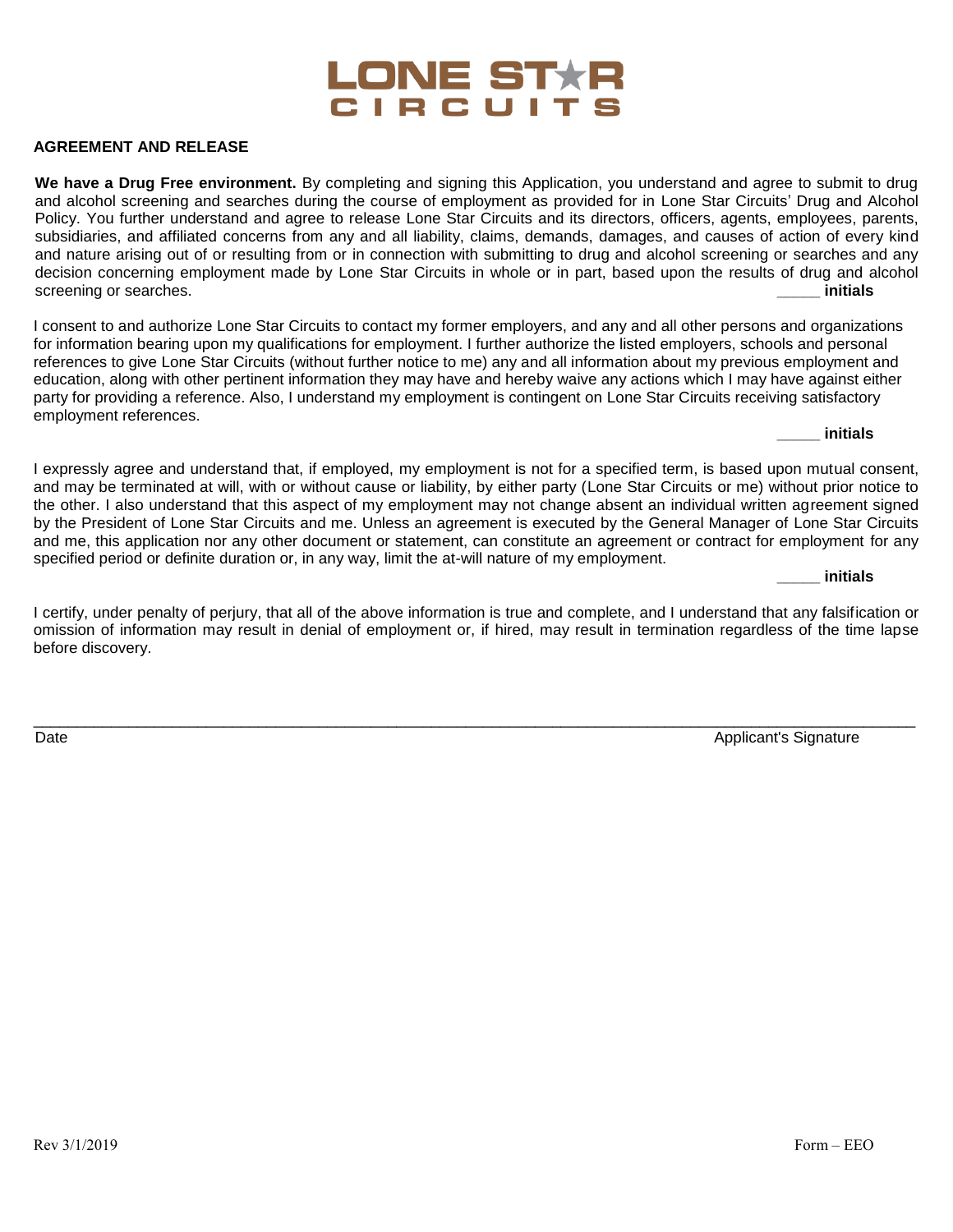LONE STAR CIRCUITS

**AGREEMENT AND RELEASE**

**We have a Drug Free environment.** By completing and signing this Application, you understand and agree to submit to drug and alcohol screening and searches during the course of employment as provided for in Lone Star Circuits' Drug and Alcohol Policy. You further understand and agree to release Lone Star Circuits and its directors, officers, agents, employees, parents, subsidiaries, and affiliated concerns from any and all liability, claims, demands, damages, and causes of action of every kind and nature arising out of or resulting from or in connection with submitting to drug and alcohol screening or searches and any decision concerning employment made by Lone Star Circuits in whole or in part, based upon the results of drug and alcohol screening or searches. _____ **initials**

I consent to and authorize Lone Star Circuits to contact my former employers, and any and all other persons and organizations for information bearing upon my qualifications for employment. I further authorize the listed employers, schools and personal references to give Lone Star Circuits (without further notice to me) any and all information about my previous employment and education, along with other pertinent information they may have and hereby waive any actions which I may have against either party for providing a reference. Also, I understand my employment is contingent on Lone Star Circuits receiving satisfactory employment references.

_____ **initials**

I expressly agree and understand that, if employed, my employment is not for a specified term, is based upon mutual consent, and may be terminated at will, with or without cause or liability, by either party (Lone Star Circuits or me) without prior notice to the other. I also understand that this aspect of my employment may not change absent an individual written agreement signed by the President of Lone Star Circuits and me. Unless an agreement is executed by the General Manager of Lone Star Circuits and me, this application nor any other document or statement, can constitute an agreement or contract for employment for any specified period or definite duration or, in any way, limit the at-will nature of my employment.

_____ **initials**

I certify, under penalty of perjury, that all of the above information is true and complete, and I understand that any falsification or omission of information may result in denial of employment or, if hired, may result in termination regardless of the time lapse before discovery.

_______________________________________________________________________________________________

Date Applicant's Signature

Rev 3/1/2019 Form – EEO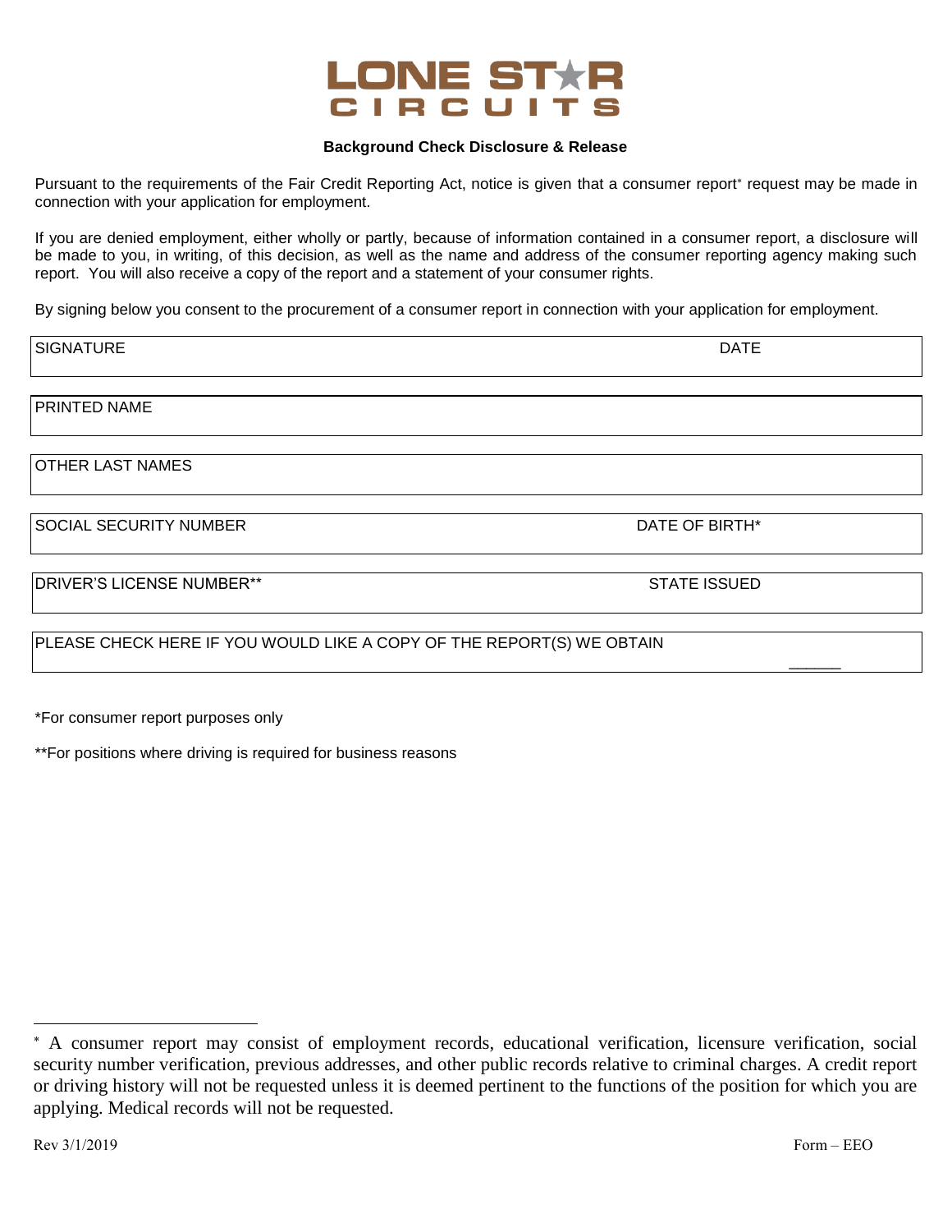LONE STAR CIRCUITS

## Background Check Disclosure & Release

Pursuant to the requirements of the Fair Credit Reporting Act, notice is given that a consumer report* request may be made in connection with your application for employment.

If you are denied employment, either wholly or partly, because of information contained in a consumer report, a disclosure will be made to you, in writing, of this decision, as well as the name and address of the consumer reporting agency making such report. You will also receive a copy of the report and a statement of your consumer rights.

By signing below you consent to the procurement of a consumer report in connection with your application for employment.

| | |
|---|---|
| SIGNATURE | DATE |
| PRINTED NAME | |
| OTHER LAST NAMES | |
| SOCIAL SECURITY NUMBER | DATE OF BIRTH* |
| DRIVER'S LICENSE NUMBER** | STATE ISSUED |
| PLEASE CHECK HERE IF YOU WOULD LIKE A COPY OF THE REPORT(S) WE OBTAIN | ______ |

*For consumer report purposes only

**For positions where driving is required for business reasons

* A consumer report may consist of employment records, educational verification, licensure verification, social security number verification, previous addresses, and other public records relative to criminal charges. A credit report or driving history will not be requested unless it is deemed pertinent to the functions of the position for which you are applying. Medical records will not be requested.

Rev 3/1/2019 Form – EEO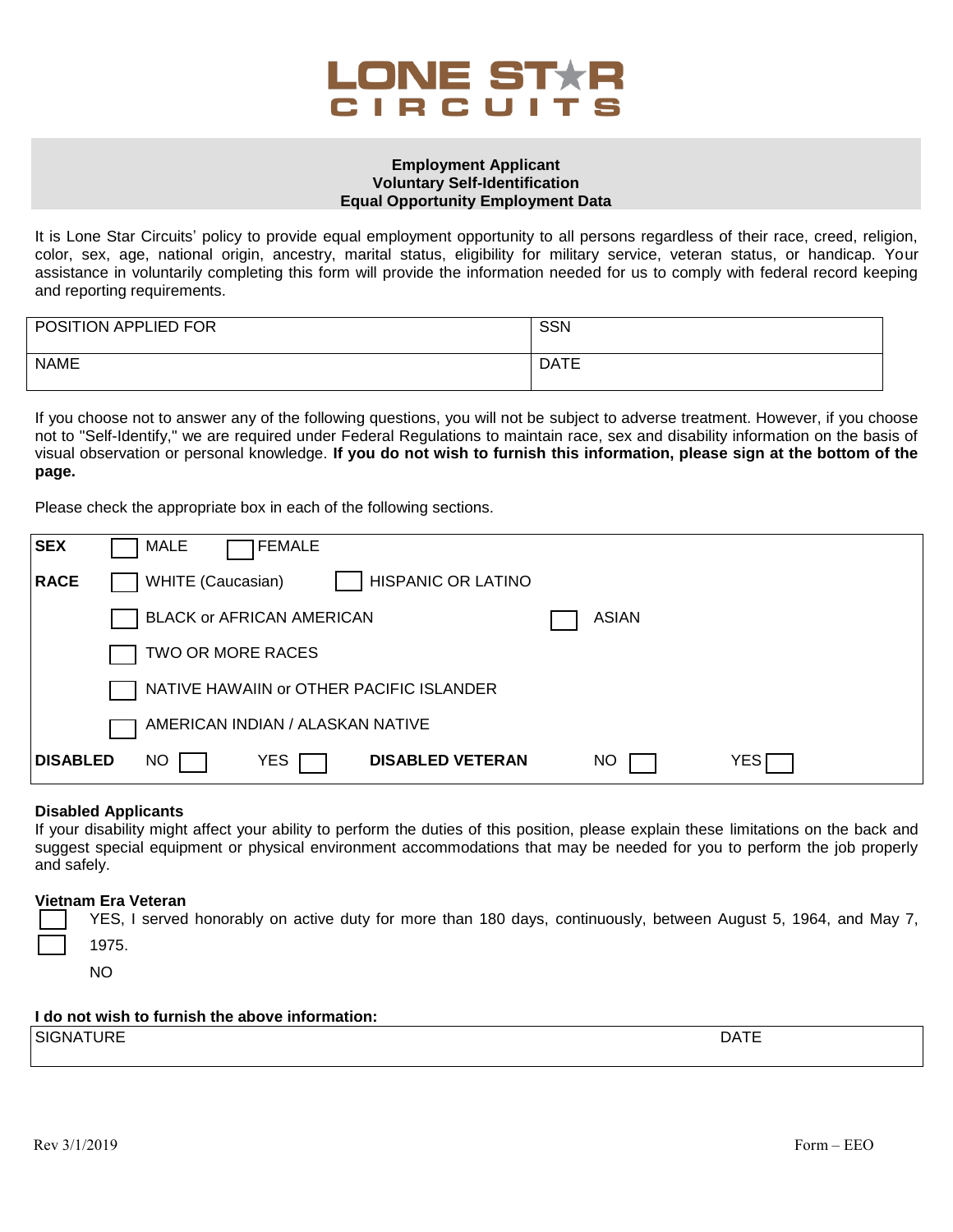# LONE STAR CIRCUITS

**Employment Applicant**
**Voluntary Self-Identification**
**Equal Opportunity Employment Data**

It is Lone Star Circuits' policy to provide equal employment opportunity to all persons regardless of their race, creed, religion, color, sex, age, national origin, ancestry, marital status, eligibility for military service, veteran status, or handicap. Your assistance in voluntarily completing this form will provide the information needed for us to comply with federal record keeping and reporting requirements.

| | |
|---|---|
| POSITION APPLIED FOR | SSN |
| NAME | DATE |

If you choose not to answer any of the following questions, you will not be subject to adverse treatment. However, if you choose not to "Self-Identify," we are required under Federal Regulations to maintain race, sex and disability information on the basis of visual observation or personal knowledge. **If you do not wish to furnish this information, please sign at the bottom of the page.**

Please check the appropriate box in each of the following sections.

**SEX** ☐ MALE ☐ FEMALE

**RACE** ☐ WHITE (Caucasian) ☐ HISPANIC OR LATINO

☐ BLACK or AFRICAN AMERICAN ☐ ASIAN

☐ TWO OR MORE RACES

☐ NATIVE HAWAIIN or OTHER PACIFIC ISLANDER

☐ AMERICAN INDIAN / ALASKAN NATIVE

**DISABLED** NO ☐ YES ☐ **DISABLED VETERAN** NO ☐ YES ☐

**Disabled Applicants**
If your disability might affect your ability to perform the duties of this position, please explain these limitations on the back and suggest special equipment or physical environment accommodations that may be needed for you to perform the job properly and safely.

**Vietnam Era Veteran**

☐ YES, I served honorably on active duty for more than 180 days, continuously, between August 5, 1964, and May 7, 1975.

☐ NO

**I do not wish to furnish the above information:**

| | |
|---|---|
| SIGNATURE | DATE |

Rev 3/1/2019 Form – EEO